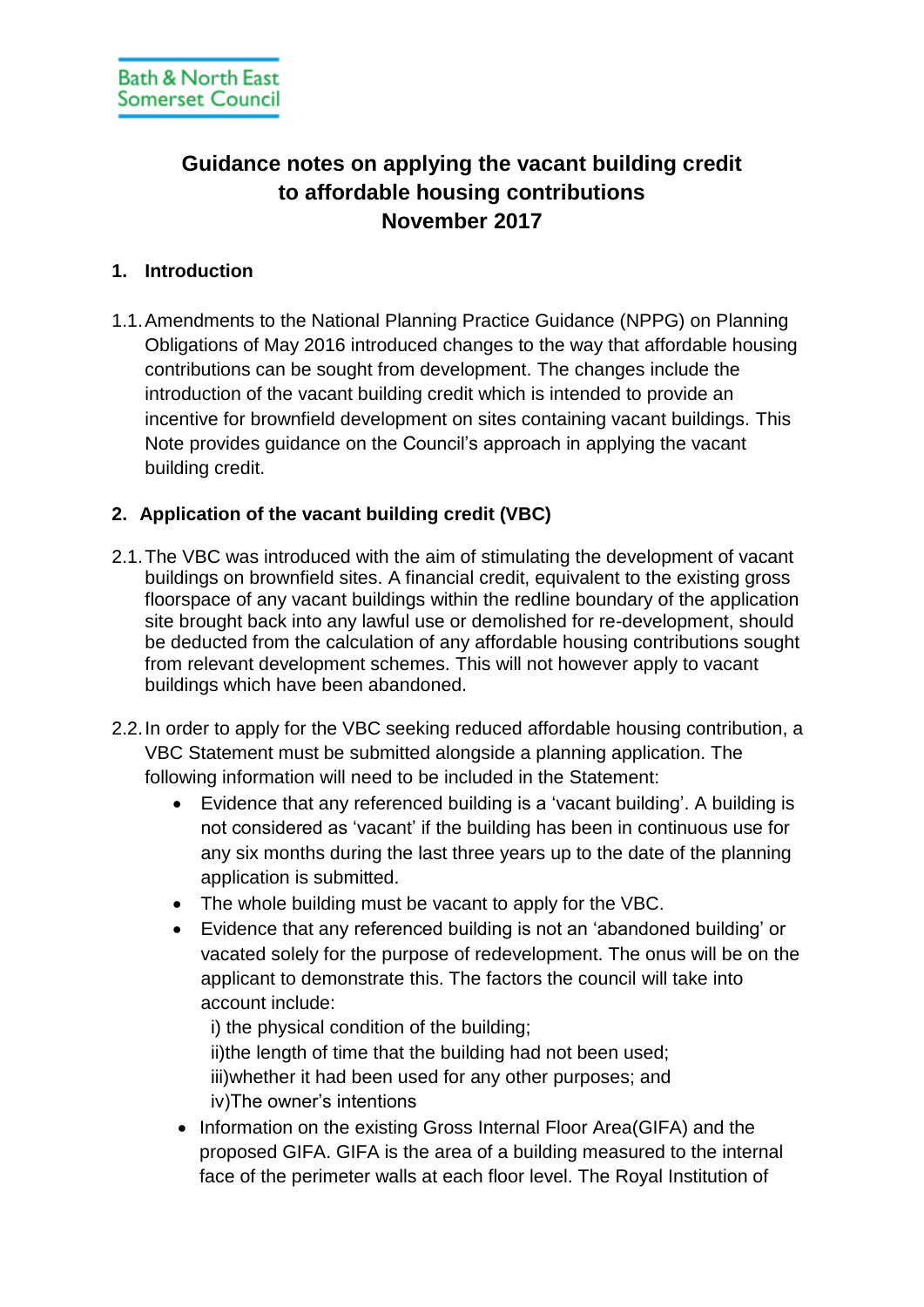Bath & North East Somerset Council

# Guidance notes on applying the vacant building credit to affordable housing contributions November 2017

## 1. Introduction

1.1. Amendments to the National Planning Practice Guidance (NPPG) on Planning Obligations of May 2016 introduced changes to the way that affordable housing contributions can be sought from development. The changes include the introduction of the vacant building credit which is intended to provide an incentive for brownfield development on sites containing vacant buildings. This Note provides guidance on the Council's approach in applying the vacant building credit.

## 2. Application of the vacant building credit (VBC)

2.1. The VBC was introduced with the aim of stimulating the development of vacant buildings on brownfield sites. A financial credit, equivalent to the existing gross floorspace of any vacant buildings within the redline boundary of the application site brought back into any lawful use or demolished for re-development, should be deducted from the calculation of any affordable housing contributions sought from relevant development schemes. This will not however apply to vacant buildings which have been abandoned.

2.2. In order to apply for the VBC seeking reduced affordable housing contribution, a VBC Statement must be submitted alongside a planning application. The following information will need to be included in the Statement:

- Evidence that any referenced building is a 'vacant building'. A building is not considered as 'vacant' if the building has been in continuous use for any six months during the last three years up to the date of the planning application is submitted.
- The whole building must be vacant to apply for the VBC.
- Evidence that any referenced building is not an 'abandoned building' or vacated solely for the purpose of redevelopment. The onus will be on the applicant to demonstrate this. The factors the council will take into account include:
  i) the physical condition of the building;
  ii)the length of time that the building had not been used;
  iii)whether it had been used for any other purposes; and
  iv)The owner's intentions
- Information on the existing Gross Internal Floor Area(GIFA) and the proposed GIFA. GIFA is the area of a building measured to the internal face of the perimeter walls at each floor level. The Royal Institution of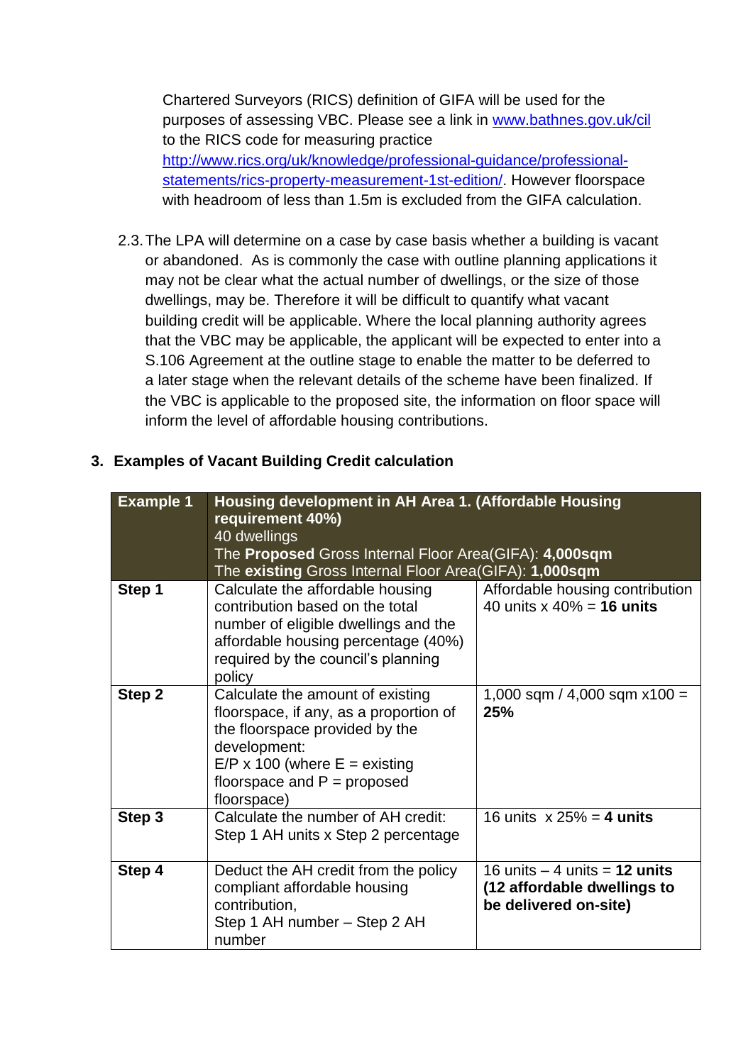Chartered Surveyors (RICS) definition of GIFA will be used for the purposes of assessing VBC. Please see a link in [www.bathnes.gov.uk/cil](http://www.bathnes.gov.uk/cil) to the RICS code for measuring practice [http://www.rics.org/uk/knowledge/professional-guidance/professional-statements/rics-property-measurement-1st-edition/](http://www.rics.org/uk/knowledge/professional-guidance/professional-statements/rics-property-measurement-1st-edition/). However floorspace with headroom of less than 1.5m is excluded from the GIFA calculation.

2.3. The LPA will determine on a case by case basis whether a building is vacant or abandoned. As is commonly the case with outline planning applications it may not be clear what the actual number of dwellings, or the size of those dwellings, may be. Therefore it will be difficult to quantify what vacant building credit will be applicable. Where the local planning authority agrees that the VBC may be applicable, the applicant will be expected to enter into a S.106 Agreement at the outline stage to enable the matter to be deferred to a later stage when the relevant details of the scheme have been finalized. If the VBC is applicable to the proposed site, the information on floor space will inform the level of affordable housing contributions.

## 3. Examples of Vacant Building Credit calculation

| **Example 1** | **Housing development in AH Area 1. (Affordable Housing requirement 40%)**<br>40 dwellings<br>The **Proposed** Gross Internal Floor Area(GIFA): **4,000sqm**<br>The **existing** Gross Internal Floor Area(GIFA): **1,000sqm** | |
|---|---|---|
| **Step 1** | Calculate the affordable housing contribution based on the total number of eligible dwellings and the affordable housing percentage (40%) required by the council's planning policy | Affordable housing contribution 40 units x 40% = **16 units** |
| **Step 2** | Calculate the amount of existing floorspace, if any, as a proportion of the floorspace provided by the development:<br>E/P x 100 (where E = existing floorspace and P = proposed floorspace) | 1,000 sqm / 4,000 sqm x100 = **25%** |
| **Step 3** | Calculate the number of AH credit: Step 1 AH units x Step 2 percentage | 16 units x 25% = **4 units** |
| **Step 4** | Deduct the AH credit from the policy compliant affordable housing contribution,<br>Step 1 AH number – Step 2 AH number | 16 units – 4 units = **12 units (12 affordable dwellings to be delivered on-site)** |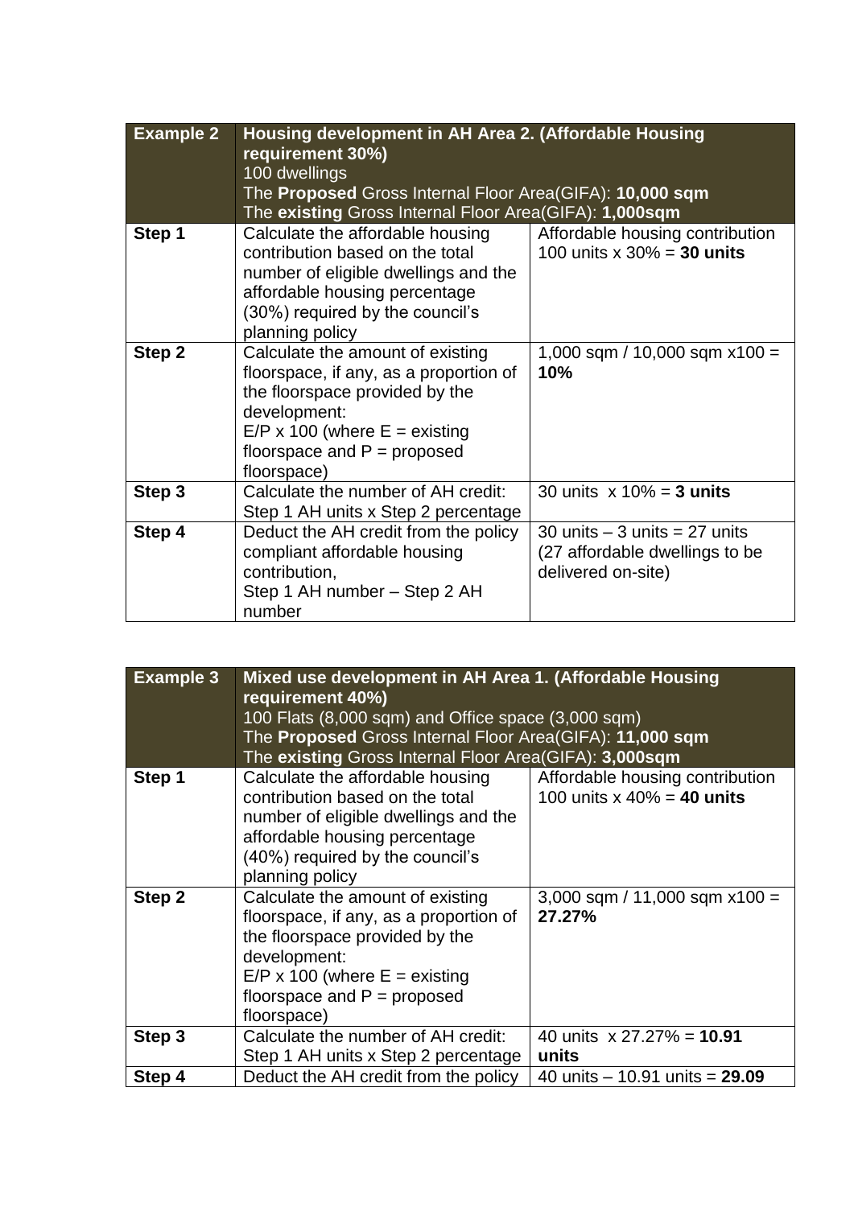| **Example 2** | **Housing development in AH Area 2. (Affordable Housing requirement 30%)**<br>100 dwellings<br>The **Proposed** Gross Internal Floor Area(GIFA): **10,000 sqm**<br>The **existing** Gross Internal Floor Area(GIFA): **1,000sqm** | |
|---|---|---|
| **Step 1** | Calculate the affordable housing contribution based on the total number of eligible dwellings and the affordable housing percentage (30%) required by the council's planning policy | Affordable housing contribution<br>100 units x 30% = **30 units** |
| **Step 2** | Calculate the amount of existing floorspace, if any, as a proportion of the floorspace provided by the development:<br>E/P x 100 (where E = existing floorspace and P = proposed floorspace) | 1,000 sqm / 10,000 sqm x100 = **10%** |
| **Step 3** | Calculate the number of AH credit:<br>Step 1 AH units x Step 2 percentage | 30 units x 10% = **3 units** |
| **Step 4** | Deduct the AH credit from the policy compliant affordable housing contribution,<br>Step 1 AH number – Step 2 AH number | 30 units – 3 units = 27 units<br>(27 affordable dwellings to be delivered on-site) |

| **Example 3** | **Mixed use development in AH Area 1. (Affordable Housing requirement 40%)**<br>100 Flats (8,000 sqm) and Office space (3,000 sqm)<br>The **Proposed** Gross Internal Floor Area(GIFA): **11,000 sqm**<br>The **existing** Gross Internal Floor Area(GIFA): **3,000sqm** | |
|---|---|---|
| **Step 1** | Calculate the affordable housing contribution based on the total number of eligible dwellings and the affordable housing percentage (40%) required by the council's planning policy | Affordable housing contribution<br>100 units x 40% = **40 units** |
| **Step 2** | Calculate the amount of existing floorspace, if any, as a proportion of the floorspace provided by the development:<br>E/P x 100 (where E = existing floorspace and P = proposed floorspace) | 3,000 sqm / 11,000 sqm x100 = **27.27%** |
| **Step 3** | Calculate the number of AH credit:<br>Step 1 AH units x Step 2 percentage | 40 units x 27.27% = **10.91 units** |
| **Step 4** | Deduct the AH credit from the policy | 40 units – 10.91 units = **29.09** |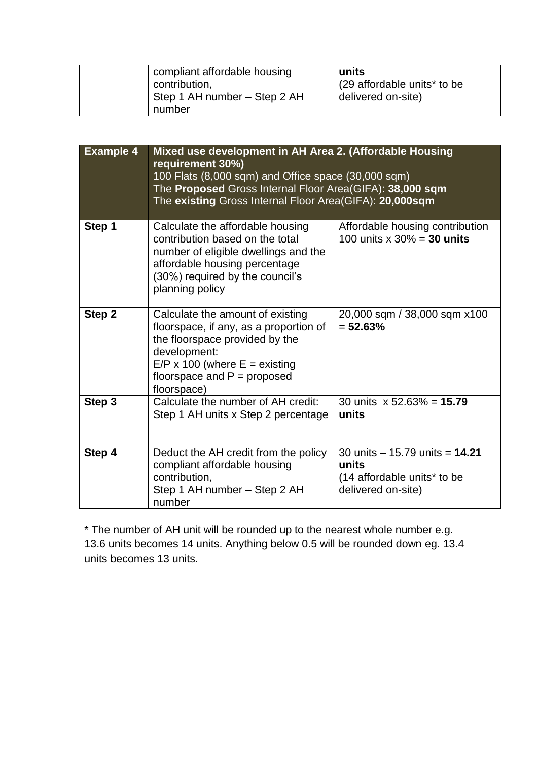| | compliant affordable housing contribution,<br>Step 1 AH number – Step 2 AH number | **units**<br>(29 affordable units* to be delivered on-site) |
|---|---|---|

| **Example 4** | **Mixed use development in AH Area 2. (Affordable Housing requirement 30%)**<br>100 Flats (8,000 sqm) and Office space (30,000 sqm)<br>The **Proposed** Gross Internal Floor Area(GIFA): **38,000 sqm**<br>The **existing** Gross Internal Floor Area(GIFA): **20,000sqm** | |
|---|---|---|
| **Step 1** | Calculate the affordable housing contribution based on the total number of eligible dwellings and the affordable housing percentage (30%) required by the council's planning policy | Affordable housing contribution 100 units x 30% = **30 units** |
| **Step 2** | Calculate the amount of existing floorspace, if any, as a proportion of the floorspace provided by the development:<br>E/P x 100 (where E = existing floorspace and P = proposed floorspace) | 20,000 sqm / 38,000 sqm x100 = **52.63%** |
| **Step 3** | Calculate the number of AH credit:<br>Step 1 AH units x Step 2 percentage | 30 units x 52.63% = **15.79 units** |
| **Step 4** | Deduct the AH credit from the policy compliant affordable housing contribution,<br>Step 1 AH number – Step 2 AH number | 30 units – 15.79 units = **14.21 units**<br>(14 affordable units* to be delivered on-site) |

* The number of AH unit will be rounded up to the nearest whole number e.g. 13.6 units becomes 14 units. Anything below 0.5 will be rounded down eg. 13.4 units becomes 13 units.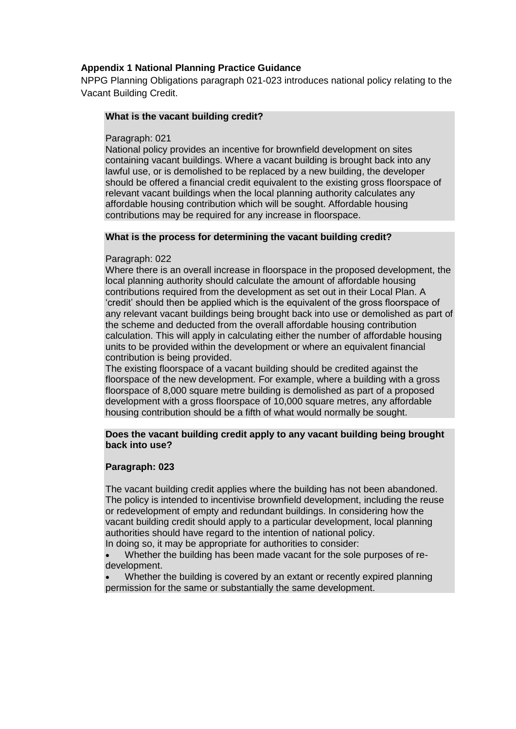**Appendix 1 National Planning Practice Guidance**

NPPG Planning Obligations paragraph 021-023 introduces national policy relating to the Vacant Building Credit.

**What is the vacant building credit?**

Paragraph: 021

National policy provides an incentive for brownfield development on sites containing vacant buildings. Where a vacant building is brought back into any lawful use, or is demolished to be replaced by a new building, the developer should be offered a financial credit equivalent to the existing gross floorspace of relevant vacant buildings when the local planning authority calculates any affordable housing contribution which will be sought. Affordable housing contributions may be required for any increase in floorspace.

**What is the process for determining the vacant building credit?**

Paragraph: 022

Where there is an overall increase in floorspace in the proposed development, the local planning authority should calculate the amount of affordable housing contributions required from the development as set out in their Local Plan. A 'credit' should then be applied which is the equivalent of the gross floorspace of any relevant vacant buildings being brought back into use or demolished as part of the scheme and deducted from the overall affordable housing contribution calculation. This will apply in calculating either the number of affordable housing units to be provided within the development or where an equivalent financial contribution is being provided.

The existing floorspace of a vacant building should be credited against the floorspace of the new development. For example, where a building with a gross floorspace of 8,000 square metre building is demolished as part of a proposed development with a gross floorspace of 10,000 square metres, any affordable housing contribution should be a fifth of what would normally be sought.

**Does the vacant building credit apply to any vacant building being brought back into use?**

**Paragraph: 023**

The vacant building credit applies where the building has not been abandoned. The policy is intended to incentivise brownfield development, including the reuse or redevelopment of empty and redundant buildings. In considering how the vacant building credit should apply to a particular development, local planning authorities should have regard to the intention of national policy.

In doing so, it may be appropriate for authorities to consider:

- Whether the building has been made vacant for the sole purposes of re-development.
- Whether the building is covered by an extant or recently expired planning permission for the same or substantially the same development.